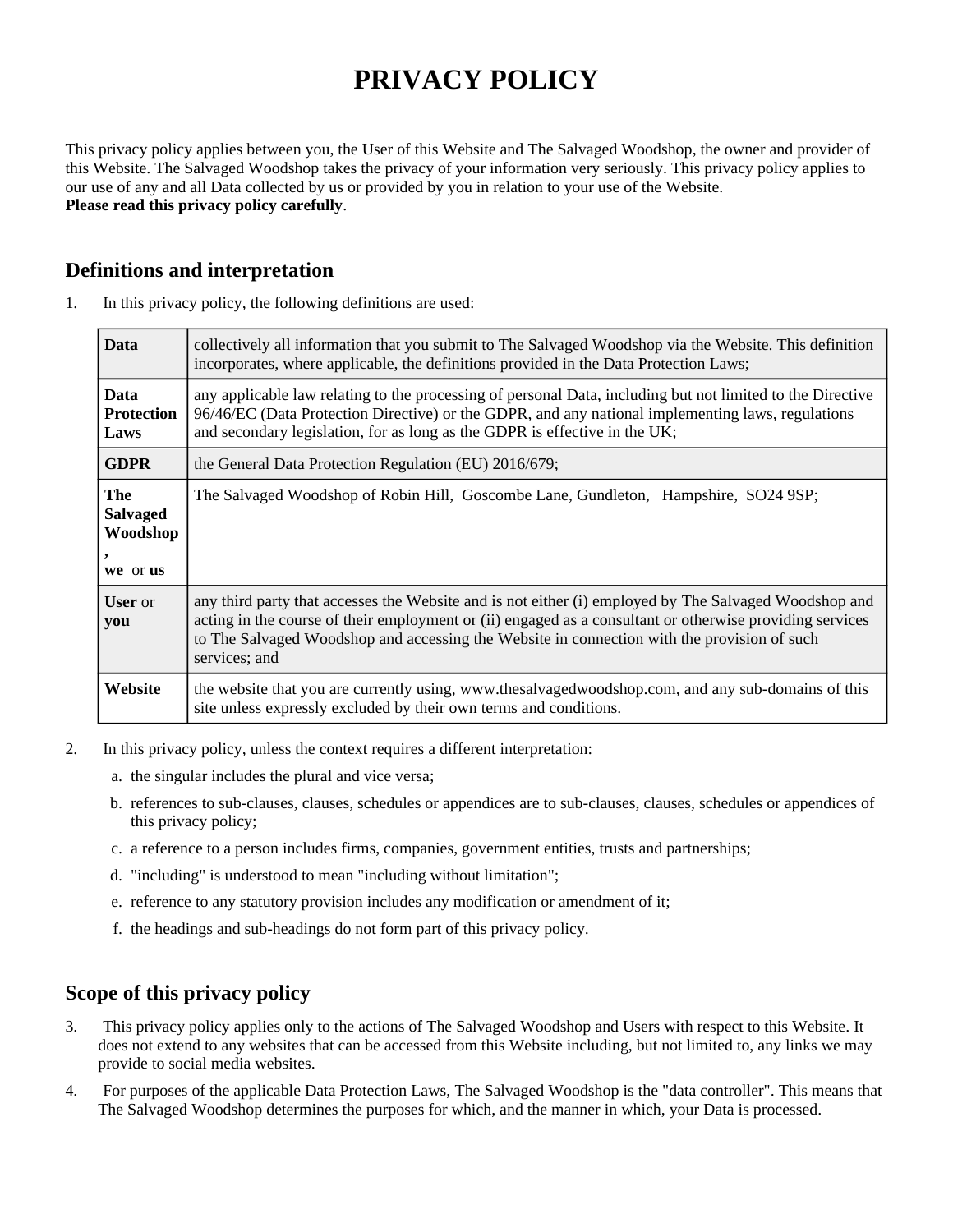# PRIVACY POLICY

This privacy policy applies between you, the User of this Website and The Salvaged Woodshop, the owner and provider of this Website. The Salvaged Woodshop takes the privacy of your information very seriously. This privacy policy applies to our use of any and all Data collected by us or provided by you in relation to your use of the Website.
**Please read this privacy policy carefully**.

## Definitions and interpretation

1. In this privacy policy, the following definitions are used:

| | |
|---|---|
| **Data** | collectively all information that you submit to The Salvaged Woodshop via the Website. This definition incorporates, where applicable, the definitions provided in the Data Protection Laws; |
| **Data Protection Laws** | any applicable law relating to the processing of personal Data, including but not limited to the Directive 96/46/EC (Data Protection Directive) or the GDPR, and any national implementing laws, regulations and secondary legislation, for as long as the GDPR is effective in the UK; |
| **GDPR** | the General Data Protection Regulation (EU) 2016/679; |
| **The Salvaged Woodshop, we** or **us** | The Salvaged Woodshop of Robin Hill, Goscombe Lane, Gundleton, Hampshire, SO24 9SP; |
| **User** or **you** | any third party that accesses the Website and is not either (i) employed by The Salvaged Woodshop and acting in the course of their employment or (ii) engaged as a consultant or otherwise providing services to The Salvaged Woodshop and accessing the Website in connection with the provision of such services; and |
| **Website** | the website that you are currently using, www.thesalvagedwoodshop.com, and any sub-domains of this site unless expressly excluded by their own terms and conditions. |

2. In this privacy policy, unless the context requires a different interpretation:
   a. the singular includes the plural and vice versa;
   b. references to sub-clauses, clauses, schedules or appendices are to sub-clauses, clauses, schedules or appendices of this privacy policy;
   c. a reference to a person includes firms, companies, government entities, trusts and partnerships;
   d. "including" is understood to mean "including without limitation";
   e. reference to any statutory provision includes any modification or amendment of it;
   f. the headings and sub-headings do not form part of this privacy policy.

## Scope of this privacy policy

3. This privacy policy applies only to the actions of The Salvaged Woodshop and Users with respect to this Website. It does not extend to any websites that can be accessed from this Website including, but not limited to, any links we may provide to social media websites.
4. For purposes of the applicable Data Protection Laws, The Salvaged Woodshop is the "data controller". This means that The Salvaged Woodshop determines the purposes for which, and the manner in which, your Data is processed.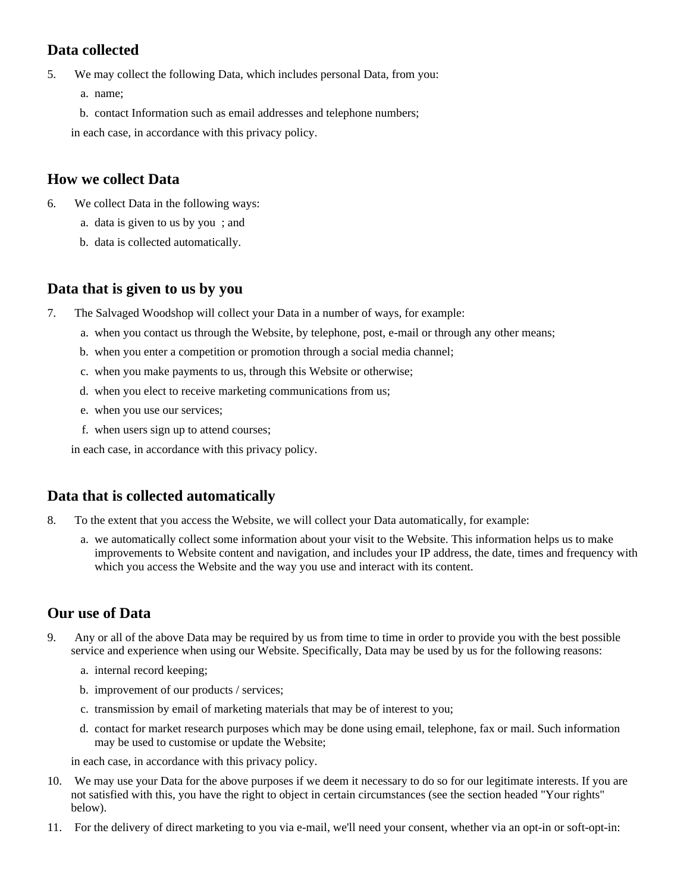## Data collected

5. We may collect the following Data, which includes personal Data, from you:
    a. name;
    b. contact Information such as email addresses and telephone numbers;

   in each case, in accordance with this privacy policy.

## How we collect Data

6. We collect Data in the following ways:
    a. data is given to us by you ; and
    b. data is collected automatically.

## Data that is given to us by you

7. The Salvaged Woodshop will collect your Data in a number of ways, for example:
    a. when you contact us through the Website, by telephone, post, e-mail or through any other means;
    b. when you enter a competition or promotion through a social media channel;
    c. when you make payments to us, through this Website or otherwise;
    d. when you elect to receive marketing communications from us;
    e. when you use our services;
    f. when users sign up to attend courses;

   in each case, in accordance with this privacy policy.

## Data that is collected automatically

8. To the extent that you access the Website, we will collect your Data automatically, for example:
    a. we automatically collect some information about your visit to the Website. This information helps us to make improvements to Website content and navigation, and includes your IP address, the date, times and frequency with which you access the Website and the way you use and interact with its content.

## Our use of Data

9. Any or all of the above Data may be required by us from time to time in order to provide you with the best possible service and experience when using our Website. Specifically, Data may be used by us for the following reasons:
    a. internal record keeping;
    b. improvement of our products / services;
    c. transmission by email of marketing materials that may be of interest to you;
    d. contact for market research purposes which may be done using email, telephone, fax or mail. Such information may be used to customise or update the Website;

   in each case, in accordance with this privacy policy.

10. We may use your Data for the above purposes if we deem it necessary to do so for our legitimate interests. If you are not satisfied with this, you have the right to object in certain circumstances (see the section headed "Your rights" below).

11. For the delivery of direct marketing to you via e-mail, we'll need your consent, whether via an opt-in or soft-opt-in: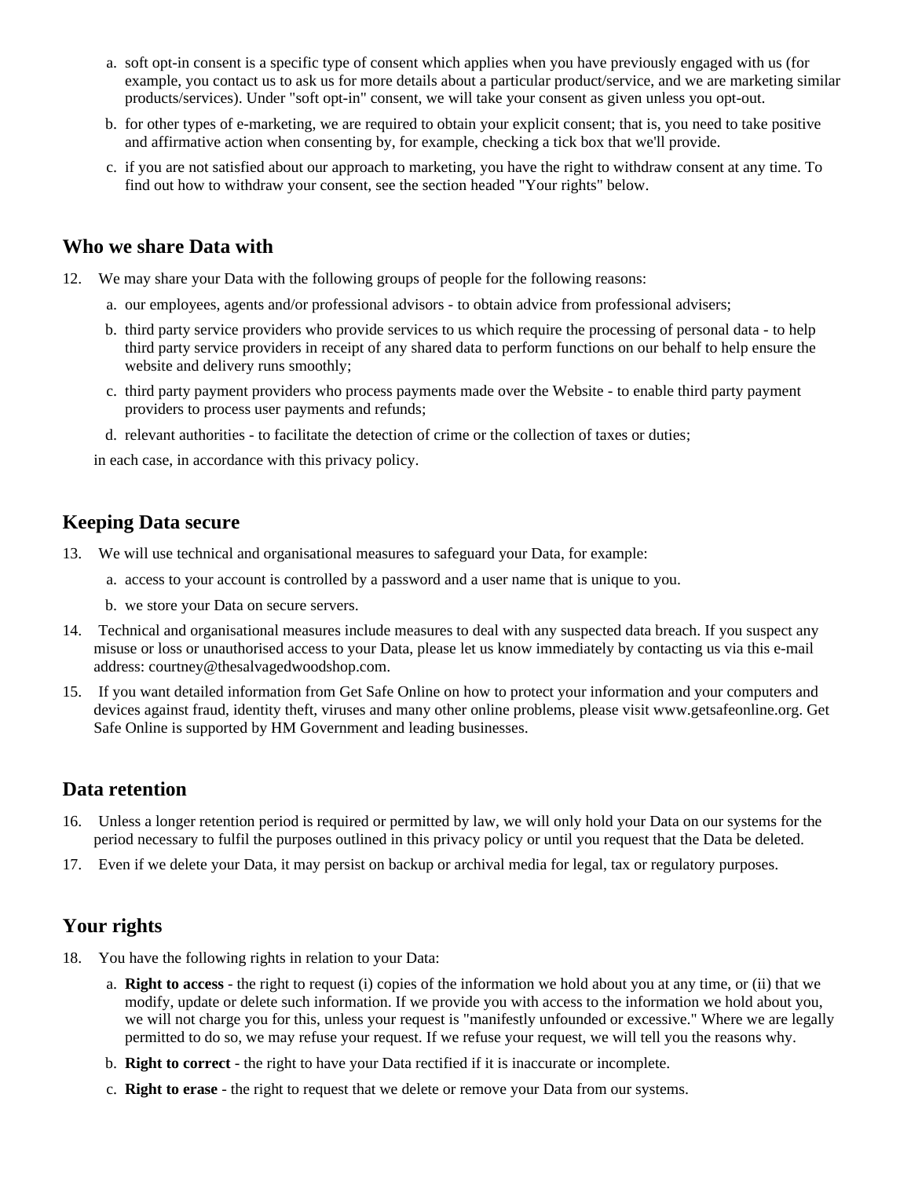a. soft opt-in consent is a specific type of consent which applies when you have previously engaged with us (for example, you contact us to ask us for more details about a particular product/service, and we are marketing similar products/services). Under "soft opt-in" consent, we will take your consent as given unless you opt-out.

b. for other types of e-marketing, we are required to obtain your explicit consent; that is, you need to take positive and affirmative action when consenting by, for example, checking a tick box that we'll provide.

c. if you are not satisfied about our approach to marketing, you have the right to withdraw consent at any time. To find out how to withdraw your consent, see the section headed "Your rights" below.

## Who we share Data with

12. We may share your Data with the following groups of people for the following reasons:

    a. our employees, agents and/or professional advisors - to obtain advice from professional advisers;

    b. third party service providers who provide services to us which require the processing of personal data - to help third party service providers in receipt of any shared data to perform functions on our behalf to help ensure the website and delivery runs smoothly;

    c. third party payment providers who process payments made over the Website - to enable third party payment providers to process user payments and refunds;

    d. relevant authorities - to facilitate the detection of crime or the collection of taxes or duties;

    in each case, in accordance with this privacy policy.

## Keeping Data secure

13. We will use technical and organisational measures to safeguard your Data, for example:

    a. access to your account is controlled by a password and a user name that is unique to you.

    b. we store your Data on secure servers.

14. Technical and organisational measures include measures to deal with any suspected data breach. If you suspect any misuse or loss or unauthorised access to your Data, please let us know immediately by contacting us via this e-mail address: courtney@thesalvagedwoodshop.com.

15. If you want detailed information from Get Safe Online on how to protect your information and your computers and devices against fraud, identity theft, viruses and many other online problems, please visit www.getsafeonline.org. Get Safe Online is supported by HM Government and leading businesses.

## Data retention

16. Unless a longer retention period is required or permitted by law, we will only hold your Data on our systems for the period necessary to fulfil the purposes outlined in this privacy policy or until you request that the Data be deleted.

17. Even if we delete your Data, it may persist on backup or archival media for legal, tax or regulatory purposes.

## Your rights

18. You have the following rights in relation to your Data:

    a. **Right to access** - the right to request (i) copies of the information we hold about you at any time, or (ii) that we modify, update or delete such information. If we provide you with access to the information we hold about you, we will not charge you for this, unless your request is "manifestly unfounded or excessive." Where we are legally permitted to do so, we may refuse your request. If we refuse your request, we will tell you the reasons why.

    b. **Right to correct** - the right to have your Data rectified if it is inaccurate or incomplete.

    c. **Right to erase** - the right to request that we delete or remove your Data from our systems.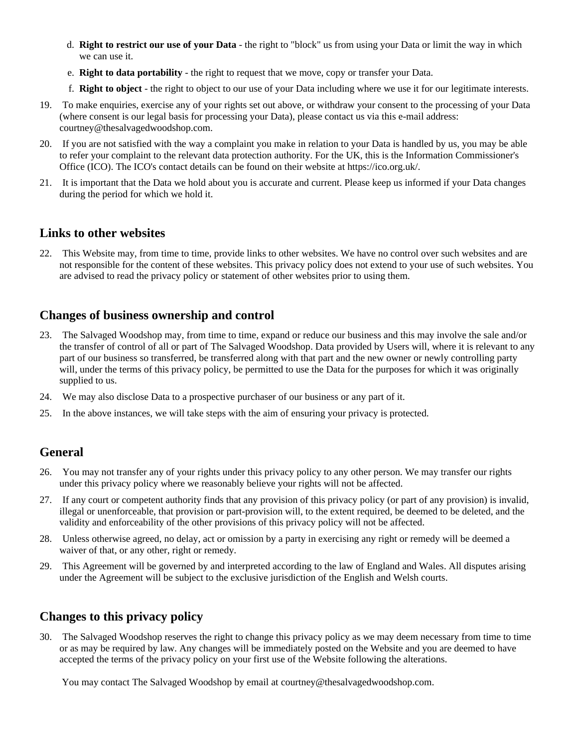d. **Right to restrict our use of your Data** - the right to "block" us from using your Data or limit the way in which we can use it.

e. **Right to data portability** - the right to request that we move, copy or transfer your Data.

f. **Right to object** - the right to object to our use of your Data including where we use it for our legitimate interests.

19. To make enquiries, exercise any of your rights set out above, or withdraw your consent to the processing of your Data (where consent is our legal basis for processing your Data), please contact us via this e-mail address: courtney@thesalvagedwoodshop.com.

20. If you are not satisfied with the way a complaint you make in relation to your Data is handled by us, you may be able to refer your complaint to the relevant data protection authority. For the UK, this is the Information Commissioner's Office (ICO). The ICO's contact details can be found on their website at https://ico.org.uk/.

21. It is important that the Data we hold about you is accurate and current. Please keep us informed if your Data changes during the period for which we hold it.

## Links to other websites

22. This Website may, from time to time, provide links to other websites. We have no control over such websites and are not responsible for the content of these websites. This privacy policy does not extend to your use of such websites. You are advised to read the privacy policy or statement of other websites prior to using them.

## Changes of business ownership and control

23. The Salvaged Woodshop may, from time to time, expand or reduce our business and this may involve the sale and/or the transfer of control of all or part of The Salvaged Woodshop. Data provided by Users will, where it is relevant to any part of our business so transferred, be transferred along with that part and the new owner or newly controlling party will, under the terms of this privacy policy, be permitted to use the Data for the purposes for which it was originally supplied to us.

24. We may also disclose Data to a prospective purchaser of our business or any part of it.

25. In the above instances, we will take steps with the aim of ensuring your privacy is protected.

## General

26. You may not transfer any of your rights under this privacy policy to any other person. We may transfer our rights under this privacy policy where we reasonably believe your rights will not be affected.

27. If any court or competent authority finds that any provision of this privacy policy (or part of any provision) is invalid, illegal or unenforceable, that provision or part-provision will, to the extent required, be deemed to be deleted, and the validity and enforceability of the other provisions of this privacy policy will not be affected.

28. Unless otherwise agreed, no delay, act or omission by a party in exercising any right or remedy will be deemed a waiver of that, or any other, right or remedy.

29. This Agreement will be governed by and interpreted according to the law of England and Wales. All disputes arising under the Agreement will be subject to the exclusive jurisdiction of the English and Welsh courts.

## Changes to this privacy policy

30. The Salvaged Woodshop reserves the right to change this privacy policy as we may deem necessary from time to time or as may be required by law. Any changes will be immediately posted on the Website and you are deemed to have accepted the terms of the privacy policy on your first use of the Website following the alterations.

You may contact The Salvaged Woodshop by email at courtney@thesalvagedwoodshop.com.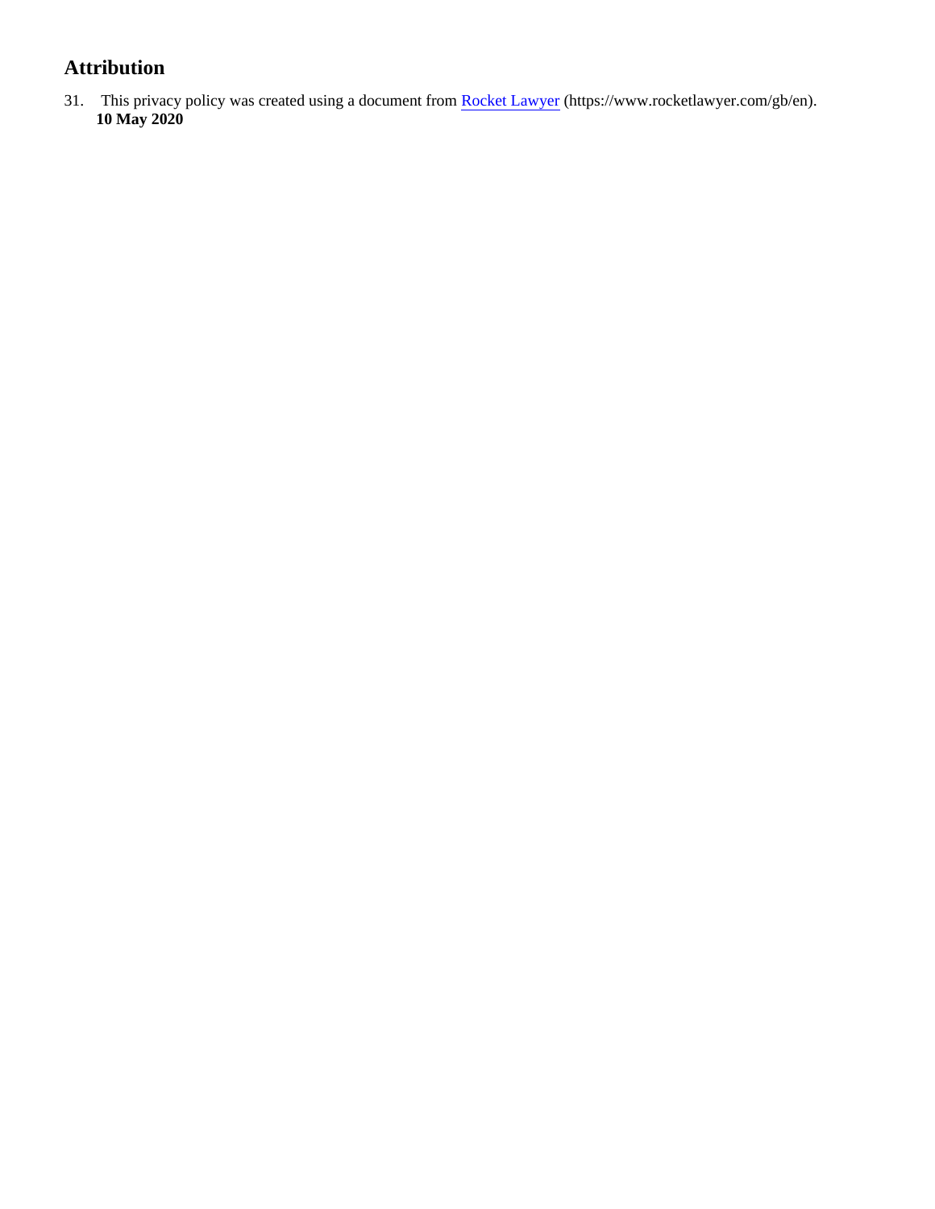## Attribution

31. This privacy policy was created using a document from [Rocket Lawyer](https://www.rocketlawyer.com/gb/en) (https://www.rocketlawyer.com/gb/en).

**10 May 2020**